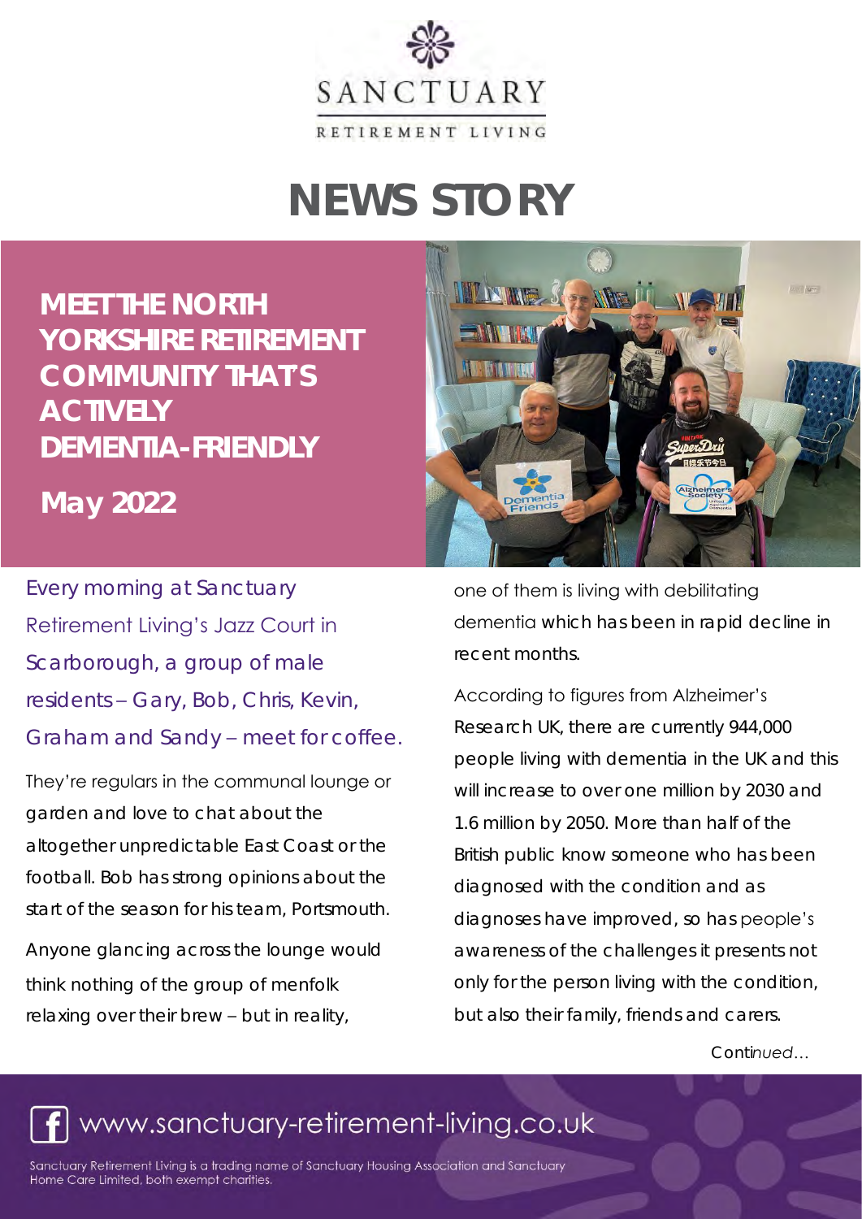SANCTUARY

RETIREMENT LIVING

# NEWS STORY

## MEET THE NORTH YORKSHIRE RETIREMENT COMMUNITY THAT'S ACTIVELY DEMENTIA-FRIENDLY

**May 2022**

Every morning at Sanctuary Retirement Living's Jazz Court in Scarborough, a group of male residents – Gary, Bob, Chris, Kevin, Graham and Sandy – meet for coffee.

They're regulars in the communal lounge or garden and love to chat about the altogether unpredictable East Coast or the football. Bob has strong opinions about the start of the season for his team, Portsmouth.

Anyone glancing across the lounge would think nothing of the group of menfolk relaxing over their brew – but in reality, one of them is living with debilitating dementia which has been in rapid decline in recent months.

According to figures from Alzheimer's Research UK, there are currently 944,000 people living with dementia in the UK and this will increase to over one million by 2030 and 1.6 million by 2050. More than half of the British public know someone who has been diagnosed with the condition and as diagnoses have improved, so has people's awareness of the challenges it presents not only for the person living with the condition, but also their family, friends and carers.

*Continued…*

www.sanctuary-retirement-living.co.uk

Sanctuary Retirement Living is a trading name of Sanctuary Housing Association and Sanctuary Home Care Limited, both exempt charities.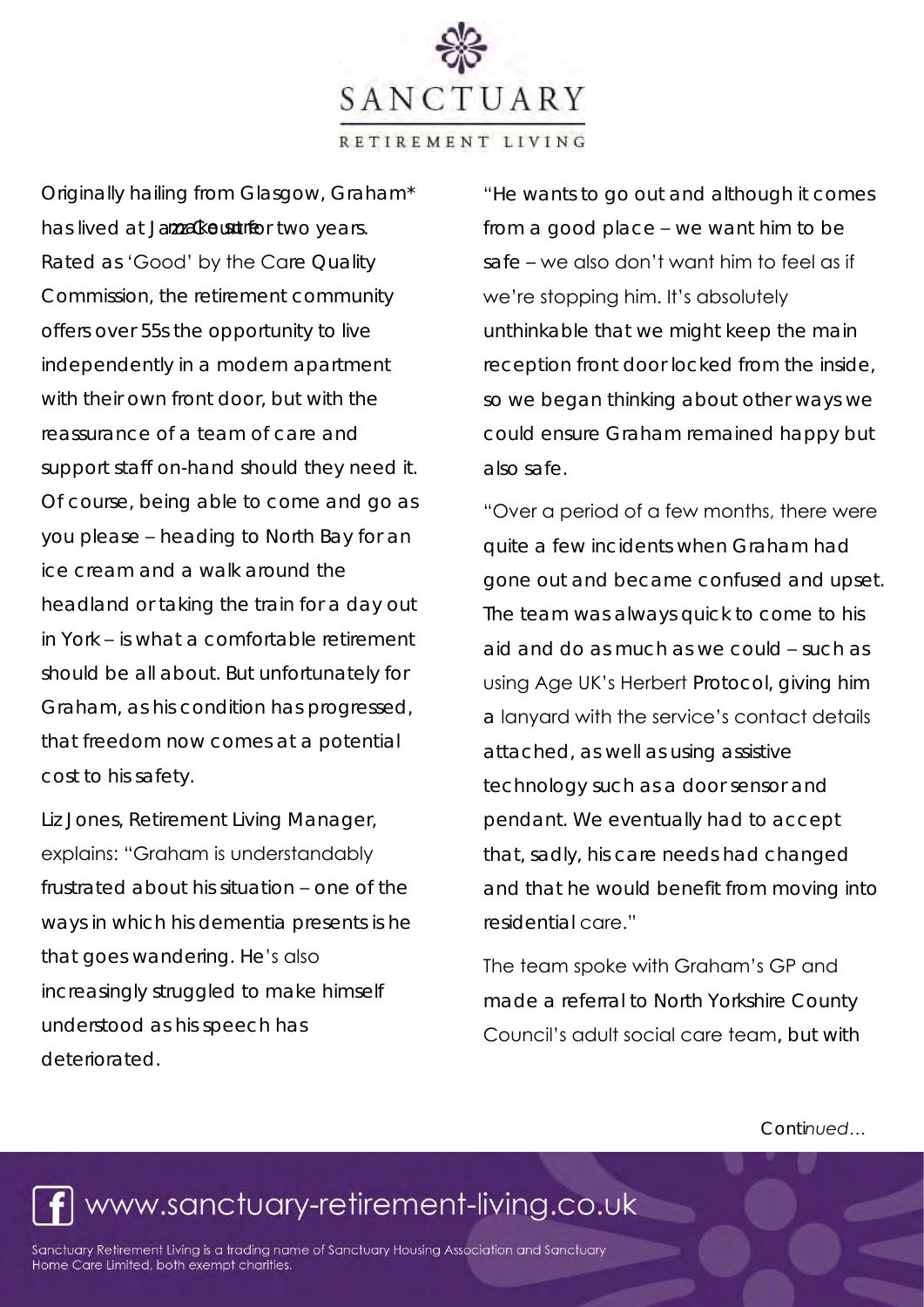Originally hailing from Glasgow, Graham* has lived at Jamaica Court for two years. Rated as 'Good' by the Care Quality Commission, the retirement community offers over 55s the opportunity to live independently in a modern apartment with their own front door, but with the reassurance of a team of care and support staff on-hand should they need it. Of course, being able to come and go as you please – heading to North Bay for an ice cream and a walk around the headland or taking the train for a day out in York – is what a comfortable retirement should be all about. But unfortunately for Graham, as his condition has progressed, that freedom now comes at a potential cost to his safety.

Liz Jones, Retirement Living Manager, explains: "Graham is understandably frustrated about his situation – one of the ways in which his dementia presents is he that goes wandering. He's also increasingly struggled to make himself understood as his speech has deteriorated.

"He wants to go out and although it comes from a good place – we want him to be safe – we also don't want him to feel as if we're stopping him. It's absolutely unthinkable that we might keep the main reception front door locked from the inside, so we began thinking about other ways we could ensure Graham remained happy but also safe.

"Over a period of a few months, there were quite a few incidents when Graham had gone out and became confused and upset. The team was always quick to come to his aid and do as much as we could – such as using Age UK's Herbert Protocol, giving him a lanyard with the service's contact details attached, as well as using assistive technology such as a door sensor and pendant. We eventually had to accept that, sadly, his care needs had changed and that he would benefit from moving into residential care."

The team spoke with Graham's GP and made a referral to North Yorkshire County Council's adult social care team, but with

*Continued...*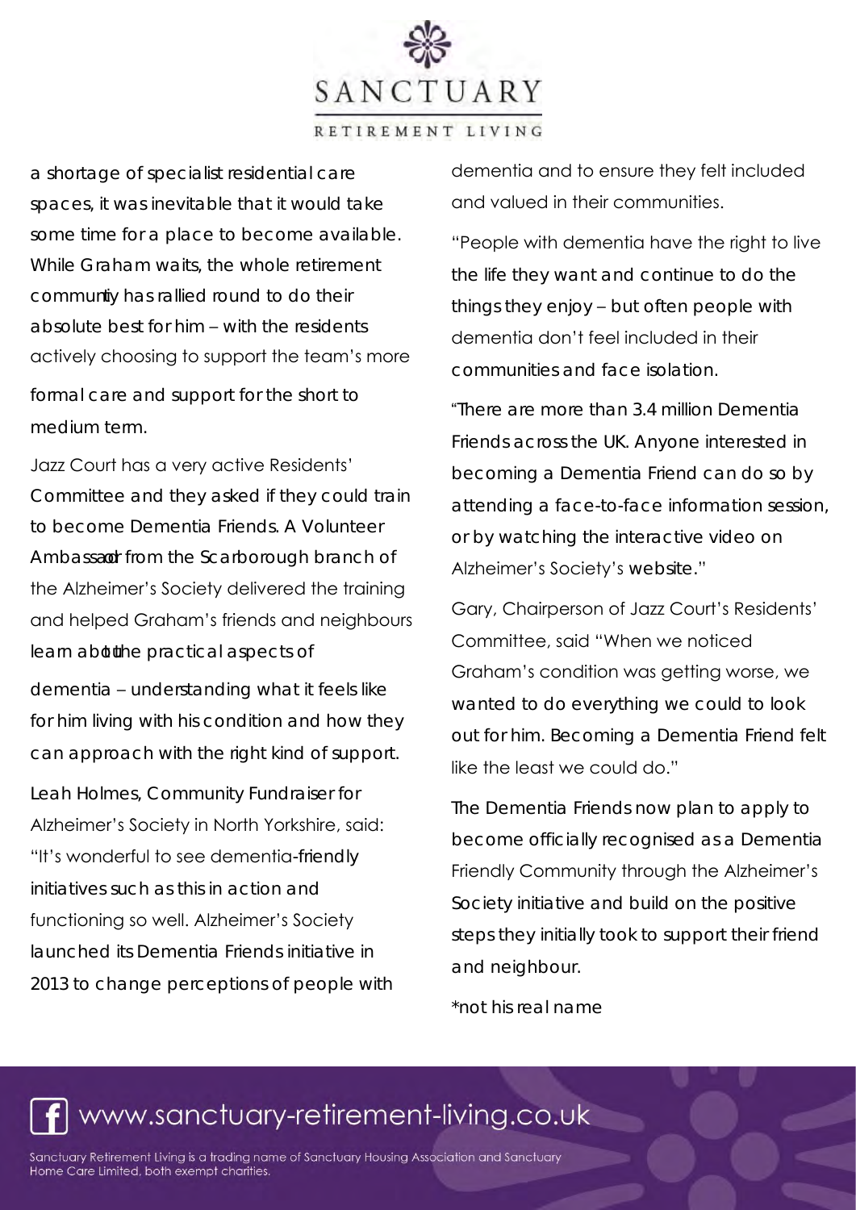a shortage of specialist residential care spaces, it was inevitable that it would take some time for a place to become available. While Graham waits, the whole retirement community has rallied round to do their absolute best for him – with the residents actively choosing to support the team's more formal care and support for the short to medium term.

Jazz Court has a very active Residents' Committee and they asked if they could train to become Dementia Friends. A Volunteer Ambassador from the Scarborough branch of the Alzheimer's Society delivered the training and helped Graham's friends and neighbours learn about the practical aspects of dementia – understanding what it feels like for him living with his condition and how they can approach with the right kind of support.

Leah Holmes, Community Fundraiser for Alzheimer's Society in North Yorkshire, said: "It's wonderful to see dementia-friendly initiatives such as this in action and functioning so well. Alzheimer's Society launched its Dementia Friends initiative in 2013 to change perceptions of people with dementia and to ensure they felt included and valued in their communities.

"People with dementia have the right to live the life they want and continue to do the things they enjoy – but often people with dementia don't feel included in their communities and face isolation.

"There are more than 3.4 million Dementia Friends across the UK. Anyone interested in becoming a Dementia Friend can do so by attending a face-to-face information session, or by watching the interactive video on Alzheimer's Society's website."

Gary, Chairperson of Jazz Court's Residents' Committee, said "When we noticed Graham's condition was getting worse, we wanted to do everything we could to look out for him. Becoming a Dementia Friend felt like the least we could do."

The Dementia Friends now plan to apply to become officially recognised as a Dementia Friendly Community through the Alzheimer's Society initiative and build on the positive steps they initially took to support their friend and neighbour.

*not his real name

www.sanctuary-retirement-living.co.uk

Sanctuary Retirement Living is a trading name of Sanctuary Housing Association and Sanctuary Home Care Limited, both exempt charities.